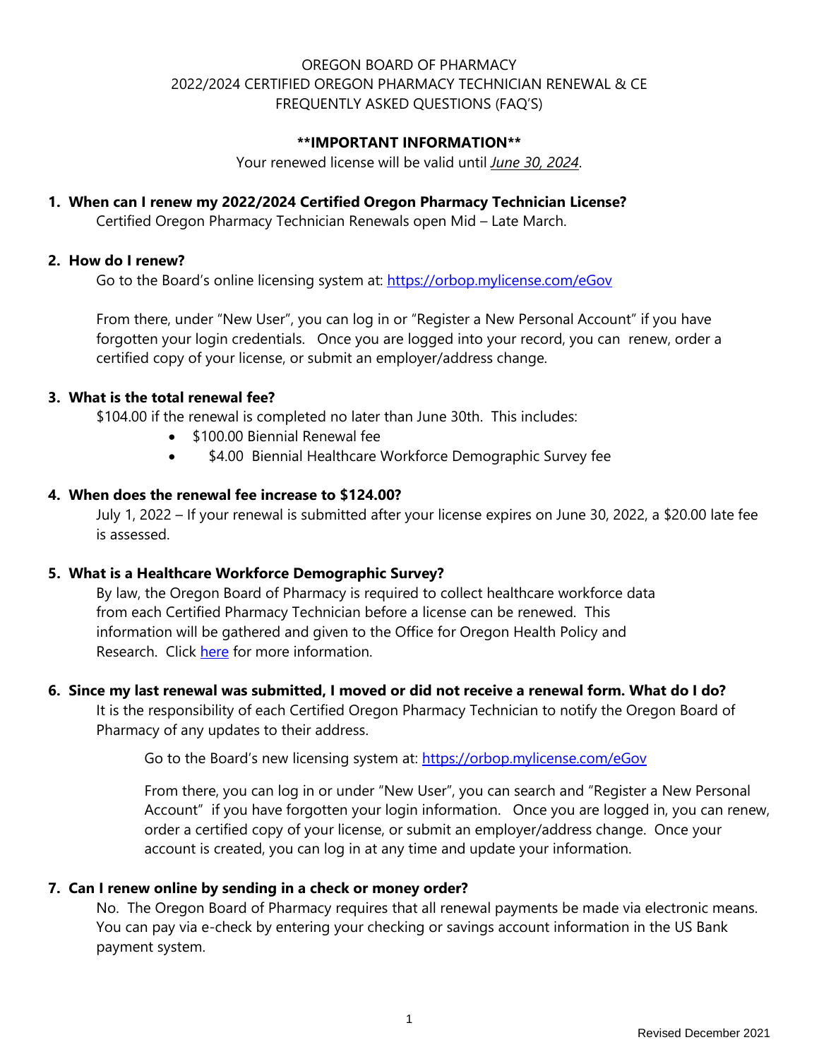# OREGON BOARD OF PHARMACY
## 2022/2024 CERTIFIED OREGON PHARMACY TECHNICIAN RENEWAL & CE
## FREQUENTLY ASKED QUESTIONS (FAQ'S)

**\*\*IMPORTANT INFORMATION\*\***

Your renewed license will be valid until *June 30, 2024*.

1. **When can I renew my 2022/2024 Certified Oregon Pharmacy Technician License?**
   Certified Oregon Pharmacy Technician Renewals open Mid – Late March.

2. **How do I renew?**
   Go to the Board's online licensing system at: [https://orbop.mylicense.com/eGov](https://orbop.mylicense.com/eGov)

   From there, under "New User", you can log in or "Register a New Personal Account" if you have forgotten your login credentials. Once you are logged into your record, you can renew, order a certified copy of your license, or submit an employer/address change.

3. **What is the total renewal fee?**
   $104.00 if the renewal is completed no later than June 30th. This includes:
   - $100.00 Biennial Renewal fee
   - $4.00 Biennial Healthcare Workforce Demographic Survey fee

4. **When does the renewal fee increase to $124.00?**
   July 1, 2022 – If your renewal is submitted after your license expires on June 30, 2022, a $20.00 late fee is assessed.

5. **What is a Healthcare Workforce Demographic Survey?**
   By law, the Oregon Board of Pharmacy is required to collect healthcare workforce data from each Certified Pharmacy Technician before a license can be renewed. This information will be gathered and given to the Office for Oregon Health Policy and Research. Click here for more information.

6. **Since my last renewal was submitted, I moved or did not receive a renewal form. What do I do?**
   It is the responsibility of each Certified Oregon Pharmacy Technician to notify the Oregon Board of Pharmacy of any updates to their address.

   Go to the Board's new licensing system at: [https://orbop.mylicense.com/eGov](https://orbop.mylicense.com/eGov)

   From there, you can log in or under "New User", you can search and "Register a New Personal Account" if you have forgotten your login information. Once you are logged in, you can renew, order a certified copy of your license, or submit an employer/address change. Once your account is created, you can log in at any time and update your information.

7. **Can I renew online by sending in a check or money order?**
   No. The Oregon Board of Pharmacy requires that all renewal payments be made via electronic means. You can pay via e-check by entering your checking or savings account information in the US Bank payment system.

Revised December 2021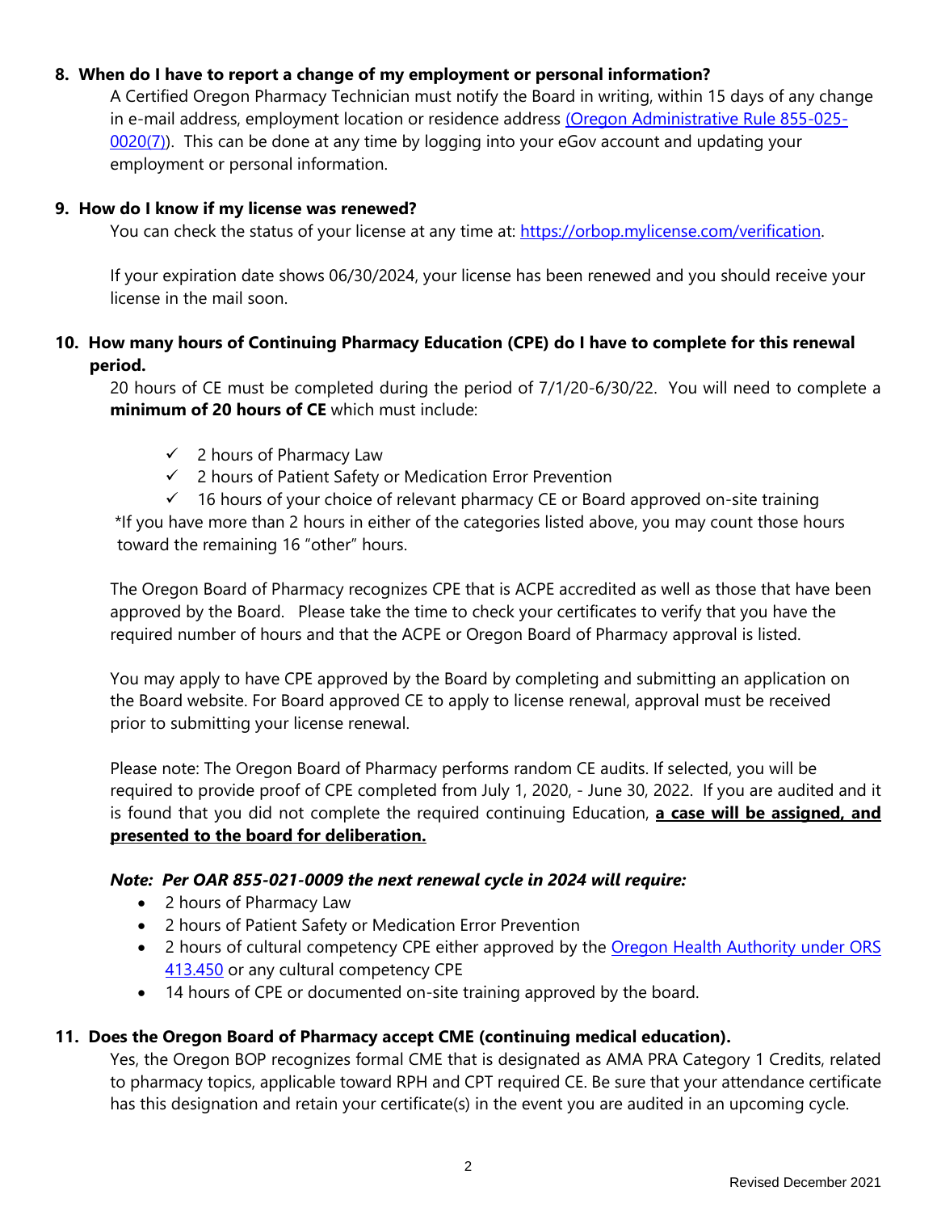## 8. When do I have to report a change of my employment or personal information?

A Certified Oregon Pharmacy Technician must notify the Board in writing, within 15 days of any change in e-mail address, employment location or residence address [(Oregon Administrative Rule 855-025-0020(7))](). This can be done at any time by logging into your eGov account and updating your employment or personal information.

## 9. How do I know if my license was renewed?

You can check the status of your license at any time at: [https://orbop.mylicense.com/verification](https://orbop.mylicense.com/verification).

If your expiration date shows 06/30/2024, your license has been renewed and you should receive your license in the mail soon.

## 10. How many hours of Continuing Pharmacy Education (CPE) do I have to complete for this renewal period.

20 hours of CE must be completed during the period of 7/1/20-6/30/22. You will need to complete a **minimum of 20 hours of CE** which must include:

- ✓ 2 hours of Pharmacy Law
- ✓ 2 hours of Patient Safety or Medication Error Prevention
- ✓ 16 hours of your choice of relevant pharmacy CE or Board approved on-site training

*If you have more than 2 hours in either of the categories listed above, you may count those hours toward the remaining 16 "other" hours.

The Oregon Board of Pharmacy recognizes CPE that is ACPE accredited as well as those that have been approved by the Board. Please take the time to check your certificates to verify that you have the required number of hours and that the ACPE or Oregon Board of Pharmacy approval is listed.

You may apply to have CPE approved by the Board by completing and submitting an application on the Board website. For Board approved CE to apply to license renewal, approval must be received prior to submitting your license renewal.

Please note: The Oregon Board of Pharmacy performs random CE audits. If selected, you will be required to provide proof of CPE completed from July 1, 2020, - June 30, 2022. If you are audited and it is found that you did not complete the required continuing Education, **a case will be assigned, and presented to the board for deliberation.**

***Note: Per OAR 855-021-0009 the next renewal cycle in 2024 will require:***

- 2 hours of Pharmacy Law
- 2 hours of Patient Safety or Medication Error Prevention
- 2 hours of cultural competency CPE either approved by the [Oregon Health Authority under ORS 413.450]() or any cultural competency CPE
- 14 hours of CPE or documented on-site training approved by the board.

## 11. Does the Oregon Board of Pharmacy accept CME (continuing medical education).

Yes, the Oregon BOP recognizes formal CME that is designated as AMA PRA Category 1 Credits, related to pharmacy topics, applicable toward RPH and CPT required CE. Be sure that your attendance certificate has this designation and retain your certificate(s) in the event you are audited in an upcoming cycle.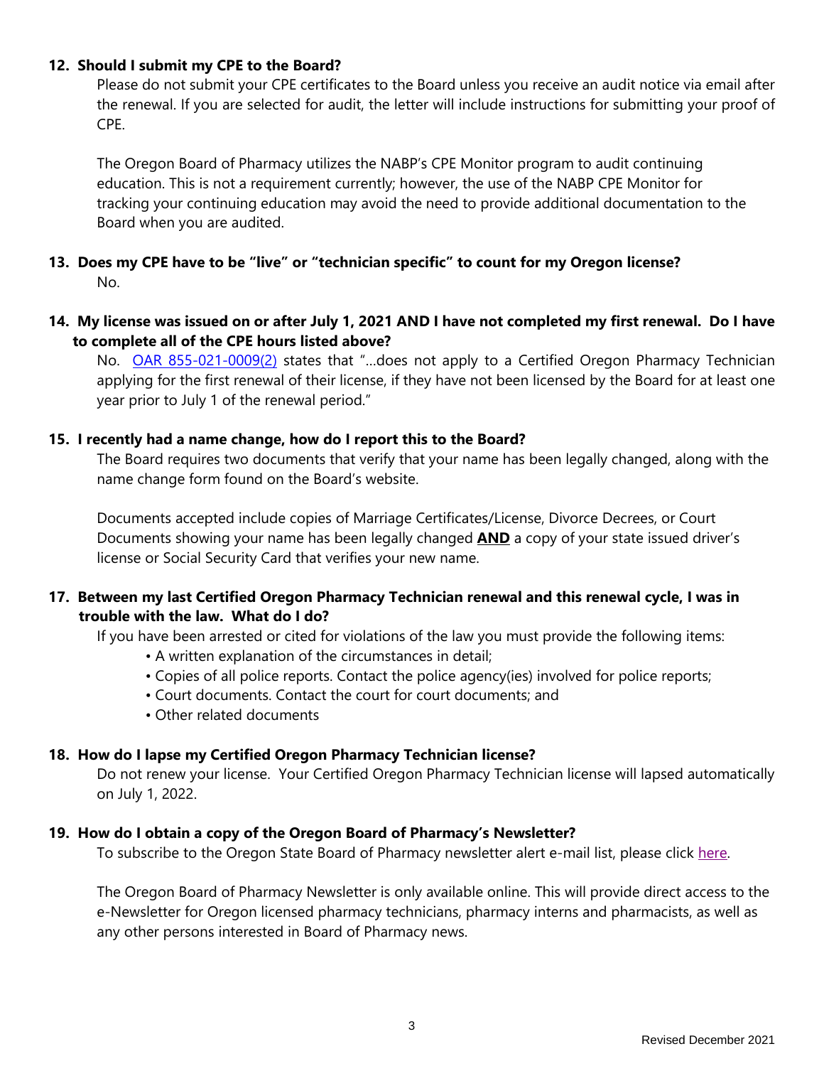**12. Should I submit my CPE to the Board?**

Please do not submit your CPE certificates to the Board unless you receive an audit notice via email after the renewal. If you are selected for audit, the letter will include instructions for submitting your proof of CPE.

The Oregon Board of Pharmacy utilizes the NABP's CPE Monitor program to audit continuing education. This is not a requirement currently; however, the use of the NABP CPE Monitor for tracking your continuing education may avoid the need to provide additional documentation to the Board when you are audited.

**13. Does my CPE have to be "live" or "technician specific" to count for my Oregon license?**

No.

**14. My license was issued on or after July 1, 2021 AND I have not completed my first renewal. Do I have to complete all of the CPE hours listed above?**

No. [OAR 855-021-0009(2)](#) states that "…does not apply to a Certified Oregon Pharmacy Technician applying for the first renewal of their license, if they have not been licensed by the Board for at least one year prior to July 1 of the renewal period."

**15. I recently had a name change, how do I report this to the Board?**

The Board requires two documents that verify that your name has been legally changed, along with the name change form found on the Board's website.

Documents accepted include copies of Marriage Certificates/License, Divorce Decrees, or Court Documents showing your name has been legally changed **AND** a copy of your state issued driver's license or Social Security Card that verifies your new name.

**17. Between my last Certified Oregon Pharmacy Technician renewal and this renewal cycle, I was in trouble with the law. What do I do?**

If you have been arrested or cited for violations of the law you must provide the following items:

- A written explanation of the circumstances in detail;
- Copies of all police reports. Contact the police agency(ies) involved for police reports;
- Court documents. Contact the court for court documents; and
- Other related documents

**18. How do I lapse my Certified Oregon Pharmacy Technician license?**

Do not renew your license. Your Certified Oregon Pharmacy Technician license will lapsed automatically on July 1, 2022.

**19. How do I obtain a copy of the Oregon Board of Pharmacy's Newsletter?**

To subscribe to the Oregon State Board of Pharmacy newsletter alert e-mail list, please click [here](#).

The Oregon Board of Pharmacy Newsletter is only available online. This will provide direct access to the e-Newsletter for Oregon licensed pharmacy technicians, pharmacy interns and pharmacists, as well as any other persons interested in Board of Pharmacy news.

Revised December 2021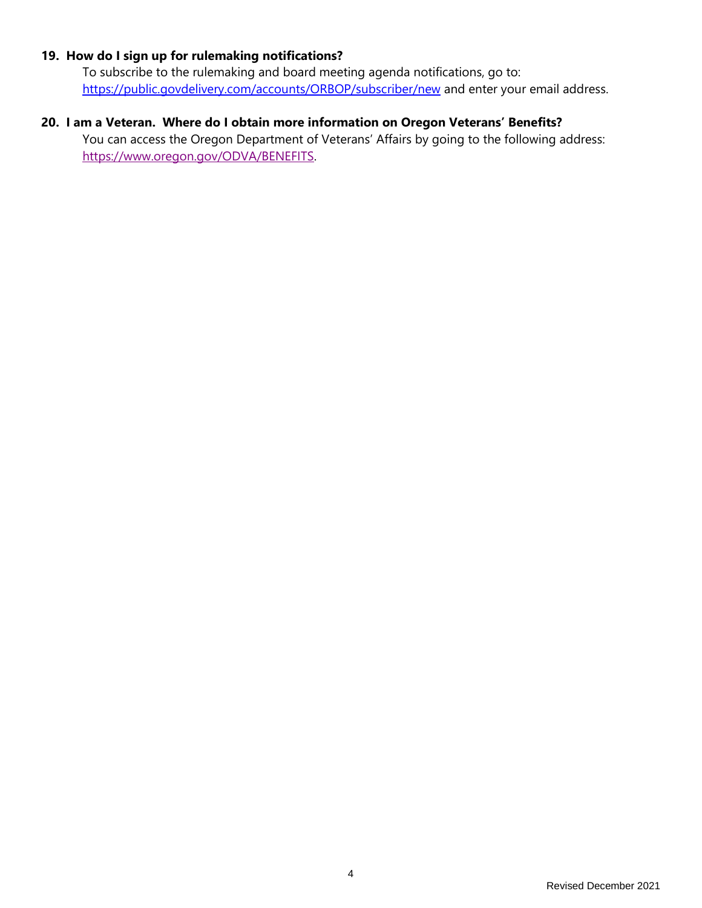**19. How do I sign up for rulemaking notifications?**

To subscribe to the rulemaking and board meeting agenda notifications, go to: https://public.govdelivery.com/accounts/ORBOP/subscriber/new and enter your email address.

**20. I am a Veteran. Where do I obtain more information on Oregon Veterans' Benefits?**

You can access the Oregon Department of Veterans' Affairs by going to the following address: https://www.oregon.gov/ODVA/BENEFITS.

Revised December 2021